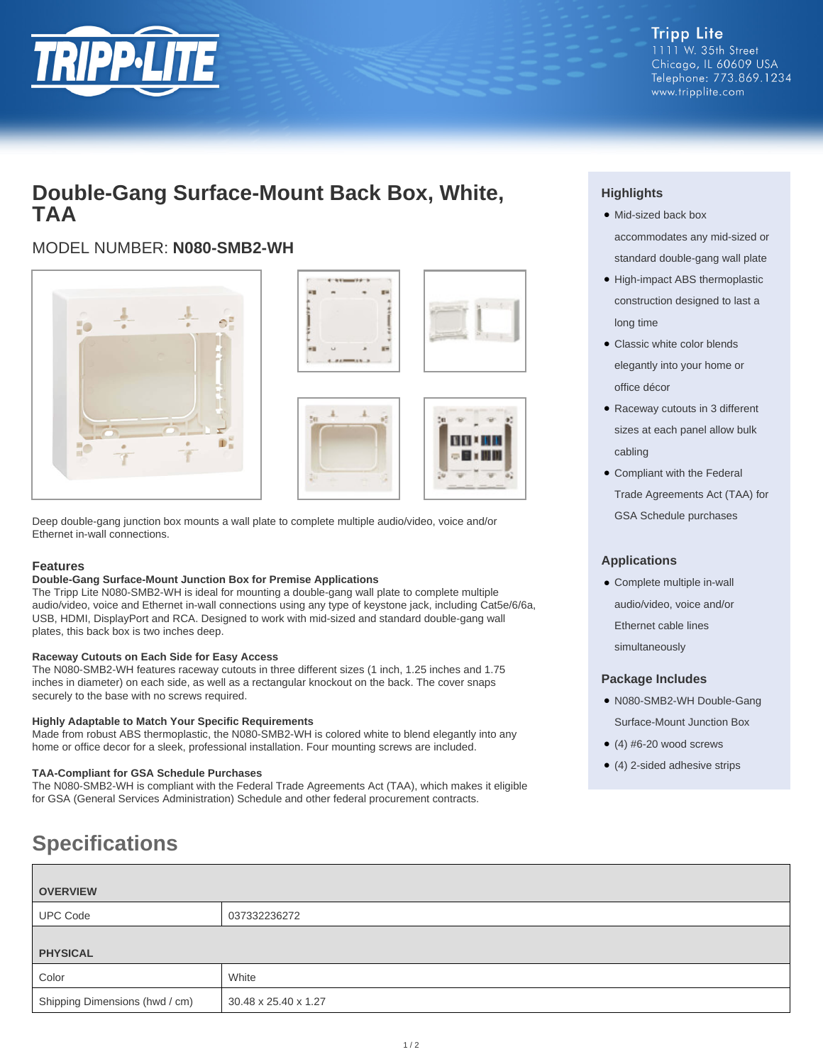Tripp Lite
1111 W. 35th Street
Chicago, IL 60609 USA
Telephone: 773.869.1234
www.tripplite.com

# Double-Gang Surface-Mount Back Box, White, TAA

## MODEL NUMBER: **N080-SMB2-WH**

Deep double-gang junction box mounts a wall plate to complete multiple audio/video, voice and/or Ethernet in-wall connections.

## Highlights

- Mid-sized back box accommodates any mid-sized or standard double-gang wall plate
- High-impact ABS thermoplastic construction designed to last a long time
- Classic white color blends elegantly into your home or office décor
- Raceway cutouts in 3 different sizes at each panel allow bulk cabling
- Compliant with the Federal Trade Agreements Act (TAA) for GSA Schedule purchases

## Applications

- Complete multiple in-wall audio/video, voice and/or Ethernet cable lines simultaneously

## Package Includes

- N080-SMB2-WH Double-Gang Surface-Mount Junction Box
- (4) #6-20 wood screws
- (4) 2-sided adhesive strips

## Features

### Double-Gang Surface-Mount Junction Box for Premise Applications

The Tripp Lite N080-SMB2-WH is ideal for mounting a double-gang wall plate to complete multiple audio/video, voice and Ethernet in-wall connections using any type of keystone jack, including Cat5e/6/6a, USB, HDMI, DisplayPort and RCA. Designed to work with mid-sized and standard double-gang wall plates, this back box is two inches deep.

### Raceway Cutouts on Each Side for Easy Access

The N080-SMB2-WH features raceway cutouts in three different sizes (1 inch, 1.25 inches and 1.75 inches in diameter) on each side, as well as a rectangular knockout on the back. The cover snaps securely to the base with no screws required.

### Highly Adaptable to Match Your Specific Requirements

Made from robust ABS thermoplastic, the N080-SMB2-WH is colored white to blend elegantly into any home or office decor for a sleek, professional installation. Four mounting screws are included.

### TAA-Compliant for GSA Schedule Purchases

The N080-SMB2-WH is compliant with the Federal Trade Agreements Act (TAA), which makes it eligible for GSA (General Services Administration) Schedule and other federal procurement contracts.

# Specifications

| OVERVIEW | |
|---|---|
| UPC Code | 037332236272 |
| **PHYSICAL** | |
| Color | White |
| Shipping Dimensions (hwd / cm) | 30.48 x 25.40 x 1.27 |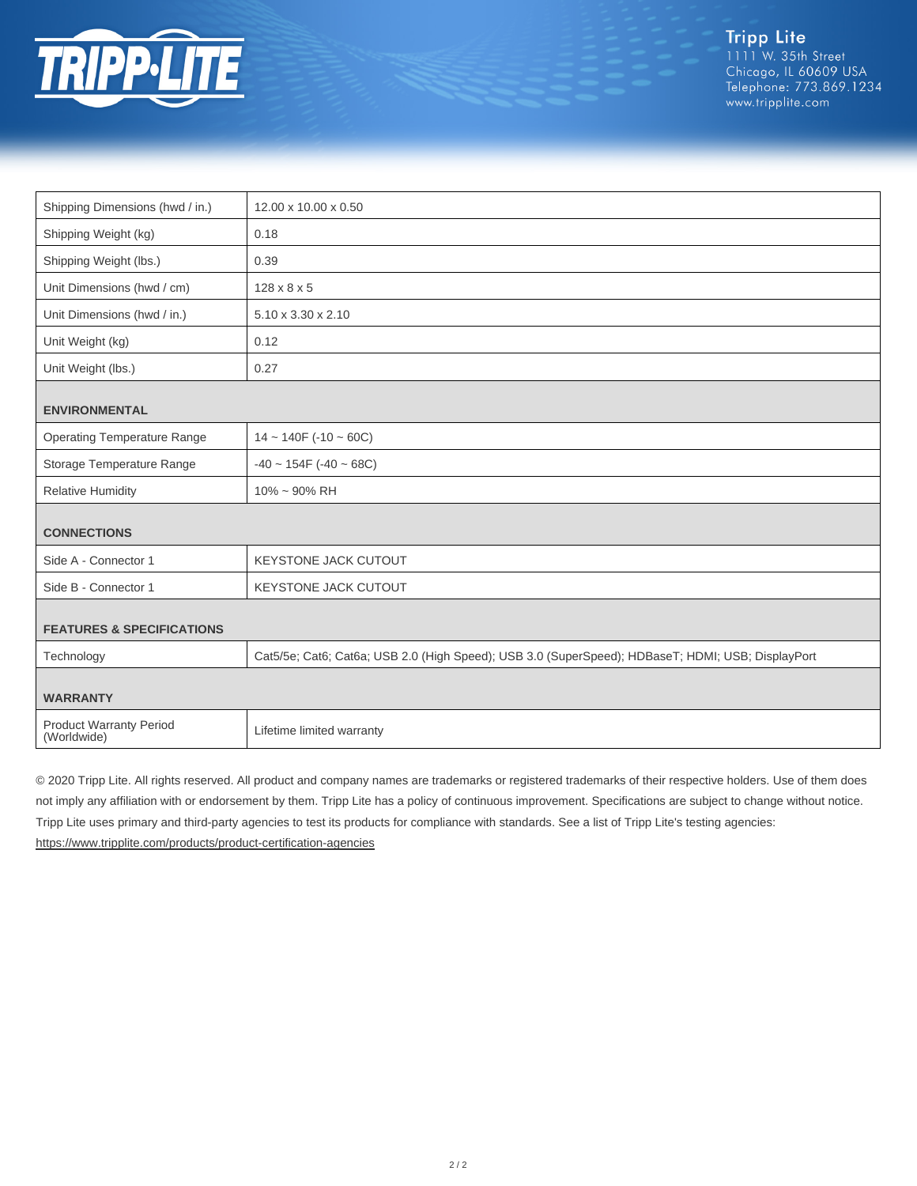| | |
|---|---|
| Shipping Dimensions (hwd / in.) | 12.00 x 10.00 x 0.50 |
| Shipping Weight (kg) | 0.18 |
| Shipping Weight (lbs.) | 0.39 |
| Unit Dimensions (hwd / cm) | 128 x 8 x 5 |
| Unit Dimensions (hwd / in.) | 5.10 x 3.30 x 2.10 |
| Unit Weight (kg) | 0.12 |
| Unit Weight (lbs.) | 0.27 |
| **ENVIRONMENTAL** | |
| Operating Temperature Range | 14 ~ 140F (-10 ~ 60C) |
| Storage Temperature Range | -40 ~ 154F (-40 ~ 68C) |
| Relative Humidity | 10% ~ 90% RH |
| **CONNECTIONS** | |
| Side A - Connector 1 | KEYSTONE JACK CUTOUT |
| Side B - Connector 1 | KEYSTONE JACK CUTOUT |
| **FEATURES & SPECIFICATIONS** | |
| Technology | Cat5/5e; Cat6; Cat6a; USB 2.0 (High Speed); USB 3.0 (SuperSpeed); HDBaseT; HDMI; USB; DisplayPort |
| **WARRANTY** | |
| Product Warranty Period (Worldwide) | Lifetime limited warranty |

© 2020 Tripp Lite. All rights reserved. All product and company names are trademarks or registered trademarks of their respective holders. Use of them does not imply any affiliation with or endorsement by them. Tripp Lite has a policy of continuous improvement. Specifications are subject to change without notice. Tripp Lite uses primary and third-party agencies to test its products for compliance with standards. See a list of Tripp Lite's testing agencies: https://www.tripplite.com/products/product-certification-agencies